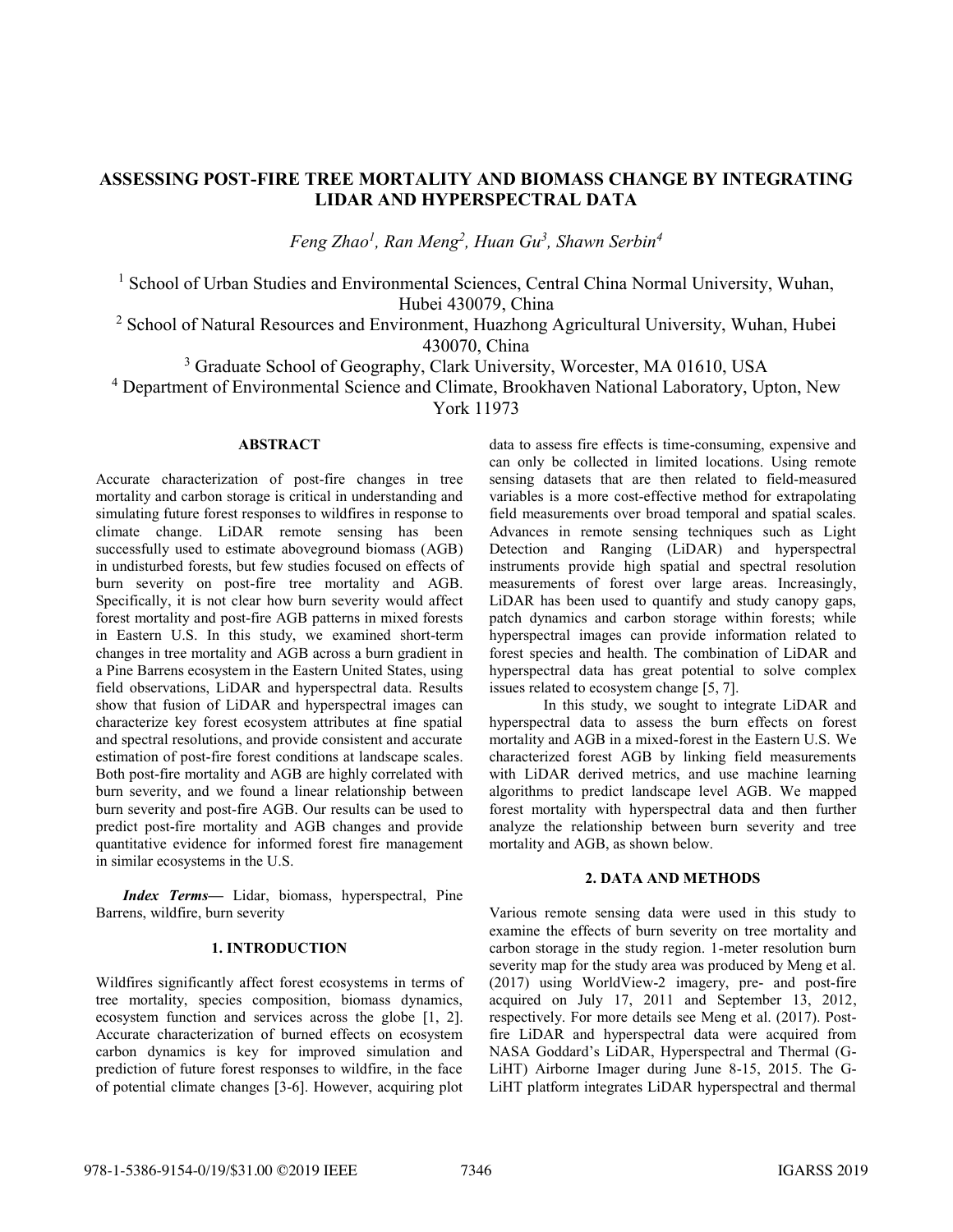# ASSESSING POST-FIRE TREE MORTALITY AND BIOMASS CHANGE BY INTEGRATING LIDAR AND HYPERSPECTRAL DATA

*Feng Zhao[1], Ran Meng[2], Huan Gu[3], Shawn Serbin[4]*

[1] School of Urban Studies and Environmental Sciences, Central China Normal University, Wuhan, Hubei 430079, China
[2] School of Natural Resources and Environment, Huazhong Agricultural University, Wuhan, Hubei 430070, China
[3] Graduate School of Geography, Clark University, Worcester, MA 01610, USA
[4] Department of Environmental Science and Climate, Brookhaven National Laboratory, Upton, New York 11973

## ABSTRACT

Accurate characterization of post-fire changes in tree mortality and carbon storage is critical in understanding and simulating future forest responses to wildfires in response to climate change. LiDAR remote sensing has been successfully used to estimate aboveground biomass (AGB) in undisturbed forests, but few studies focused on effects of burn severity on post-fire tree mortality and AGB. Specifically, it is not clear how burn severity would affect forest mortality and post-fire AGB patterns in mixed forests in Eastern U.S. In this study, we examined short-term changes in tree mortality and AGB across a burn gradient in a Pine Barrens ecosystem in the Eastern United States, using field observations, LiDAR and hyperspectral data. Results show that fusion of LiDAR and hyperspectral images can characterize key forest ecosystem attributes at fine spatial and spectral resolutions, and provide consistent and accurate estimation of post-fire forest conditions at landscape scales. Both post-fire mortality and AGB are highly correlated with burn severity, and we found a linear relationship between burn severity and post-fire AGB. Our results can be used to predict post-fire mortality and AGB changes and provide quantitative evidence for informed forest fire management in similar ecosystems in the U.S.

***Index Terms*—** Lidar, biomass, hyperspectral, Pine Barrens, wildfire, burn severity

## 1. INTRODUCTION

Wildfires significantly affect forest ecosystems in terms of tree mortality, species composition, biomass dynamics, ecosystem function and services across the globe [1, 2]. Accurate characterization of burned effects on ecosystem carbon dynamics is key for improved simulation and prediction of future forest responses to wildfire, in the face of potential climate changes [3-6]. However, acquiring plot data to assess fire effects is time-consuming, expensive and can only be collected in limited locations. Using remote sensing datasets that are then related to field-measured variables is a more cost-effective method for extrapolating field measurements over broad temporal and spatial scales. Advances in remote sensing techniques such as Light Detection and Ranging (LiDAR) and hyperspectral instruments provide high spatial and spectral resolution measurements of forest over large areas. Increasingly, LiDAR has been used to quantify and study canopy gaps, patch dynamics and carbon storage within forests; while hyperspectral images can provide information related to forest species and health. The combination of LiDAR and hyperspectral data has great potential to solve complex issues related to ecosystem change [5, 7].

In this study, we sought to integrate LiDAR and hyperspectral data to assess the burn effects on forest mortality and AGB in a mixed-forest in the Eastern U.S. We characterized forest AGB by linking field measurements with LiDAR derived metrics, and use machine learning algorithms to predict landscape level AGB. We mapped forest mortality with hyperspectral data and then further analyze the relationship between burn severity and tree mortality and AGB, as shown below.

## 2. DATA AND METHODS

Various remote sensing data were used in this study to examine the effects of burn severity on tree mortality and carbon storage in the study region. 1-meter resolution burn severity map for the study area was produced by Meng et al. (2017) using WorldView-2 imagery, pre- and post-fire acquired on July 17, 2011 and September 13, 2012, respectively. For more details see Meng et al. (2017). Post-fire LiDAR and hyperspectral data were acquired from NASA Goddard's LiDAR, Hyperspectral and Thermal (G-LiHT) Airborne Imager during June 8-15, 2015. The G-LiHT platform integrates LiDAR hyperspectral and thermal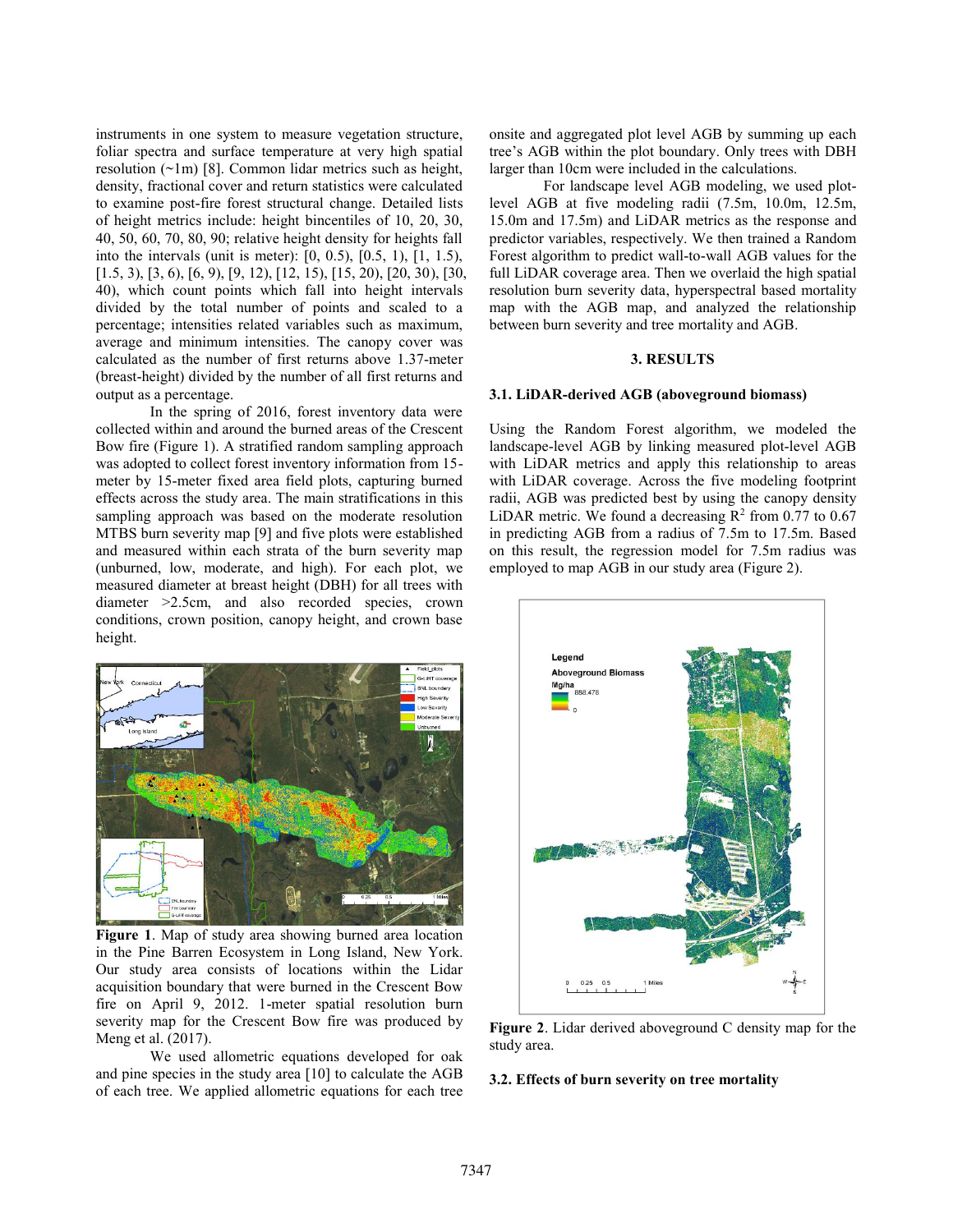instruments in one system to measure vegetation structure, foliar spectra and surface temperature at very high spatial resolution (~1m) [8]. Common lidar metrics such as height, density, fractional cover and return statistics were calculated to examine post-fire forest structural change. Detailed lists of height metrics include: height bincentiles of 10, 20, 30, 40, 50, 60, 70, 80, 90; relative height density for heights fall into the intervals (unit is meter): [0, 0.5), [0.5, 1), [1, 1.5), [1.5, 3), [3, 6), [6, 9), [9, 12), [12, 15), [15, 20), [20, 30), [30, 40), which count points which fall into height intervals divided by the total number of points and scaled to a percentage; intensities related variables such as maximum, average and minimum intensities. The canopy cover was calculated as the number of first returns above 1.37-meter (breast-height) divided by the number of all first returns and output as a percentage.

In the spring of 2016, forest inventory data were collected within and around the burned areas of the Crescent Bow fire (Figure 1). A stratified random sampling approach was adopted to collect forest inventory information from 15-meter by 15-meter fixed area field plots, capturing burned effects across the study area. The main stratifications in this sampling approach was based on the moderate resolution MTBS burn severity map [9] and five plots were established and measured within each strata of the burn severity map (unburned, low, moderate, and high). For each plot, we measured diameter at breast height (DBH) for all trees with diameter >2.5cm, and also recorded species, crown conditions, crown position, canopy height, and crown base height.

**Figure 1**. Map of study area showing burned area location in the Pine Barren Ecosystem in Long Island, New York. Our study area consists of locations within the Lidar acquisition boundary that were burned in the Crescent Bow fire on April 9, 2012. 1-meter spatial resolution burn severity map for the Crescent Bow fire was produced by Meng et al. (2017).

We used allometric equations developed for oak and pine species in the study area [10] to calculate the AGB of each tree. We applied allometric equations for each tree onsite and aggregated plot level AGB by summing up each tree's AGB within the plot boundary. Only trees with DBH larger than 10cm were included in the calculations.

For landscape level AGB modeling, we used plot-level AGB at five modeling radii (7.5m, 10.0m, 12.5m, 15.0m and 17.5m) and LiDAR metrics as the response and predictor variables, respectively. We then trained a Random Forest algorithm to predict wall-to-wall AGB values for the full LiDAR coverage area. Then we overlaid the high spatial resolution burn severity data, hyperspectral based mortality map with the AGB map, and analyzed the relationship between burn severity and tree mortality and AGB.

## 3. RESULTS

### 3.1. LiDAR-derived AGB (aboveground biomass)

Using the Random Forest algorithm, we modeled the landscape-level AGB by linking measured plot-level AGB with LiDAR metrics and apply this relationship to areas with LiDAR coverage. Across the five modeling footprint radii, AGB was predicted best by using the canopy density LiDAR metric. We found a decreasing $R^2$ from 0.77 to 0.67 in predicting AGB from a radius of 7.5m to 17.5m. Based on this result, the regression model for 7.5m radius was employed to map AGB in our study area (Figure 2).

**Figure 2**. Lidar derived aboveground C density map for the study area.

### 3.2. Effects of burn severity on tree mortality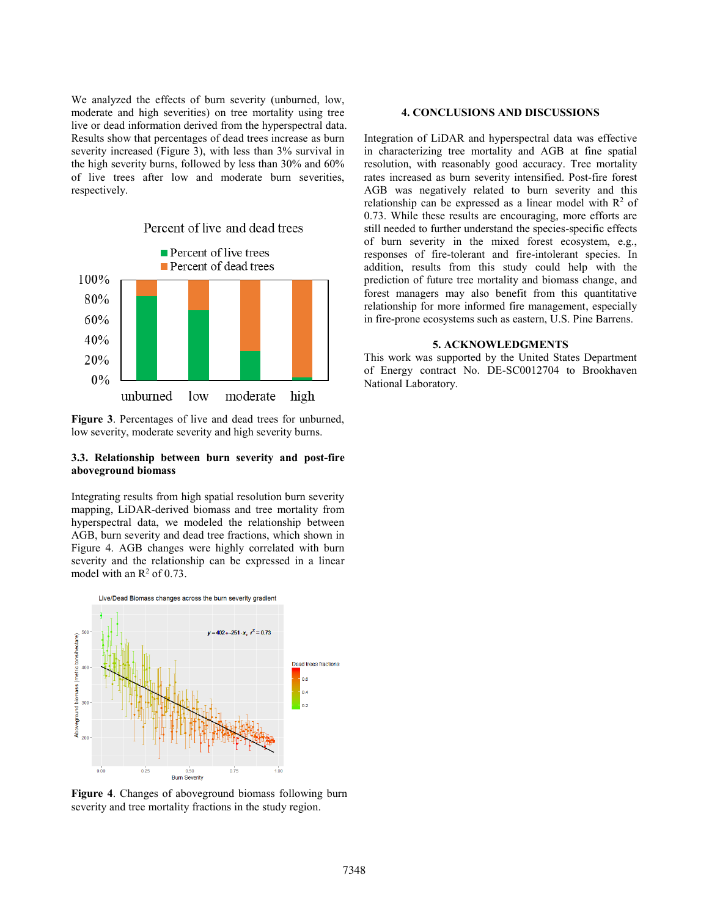We analyzed the effects of burn severity (unburned, low, moderate and high severities) on tree mortality using tree live or dead information derived from the hyperspectral data. Results show that percentages of dead trees increase as burn severity increased (Figure 3), with less than 3% survival in the high severity burns, followed by less than 30% and 60% of live trees after low and moderate burn severities, respectively.

**Figure 3**. Percentages of live and dead trees for unburned, low severity, moderate severity and high severity burns.

### 3.3. Relationship between burn severity and post-fire aboveground biomass

Integrating results from high spatial resolution burn severity mapping, LiDAR-derived biomass and tree mortality from hyperspectral data, we modeled the relationship between AGB, burn severity and dead tree fractions, which shown in Figure 4. AGB changes were highly correlated with burn severity and the relationship can be expressed in a linear model with an $R^2$ of 0.73.

**Figure 4**. Changes of aboveground biomass following burn severity and tree mortality fractions in the study region.

## 4. CONCLUSIONS AND DISCUSSIONS

Integration of LiDAR and hyperspectral data was effective in characterizing tree mortality and AGB at fine spatial resolution, with reasonably good accuracy. Tree mortality rates increased as burn severity intensified. Post-fire forest AGB was negatively related to burn severity and this relationship can be expressed as a linear model with $R^2$ of 0.73. While these results are encouraging, more efforts are still needed to further understand the species-specific effects of burn severity in the mixed forest ecosystem, e.g., responses of fire-tolerant and fire-intolerant species. In addition, results from this study could help with the prediction of future tree mortality and biomass change, and forest managers may also benefit from this quantitative relationship for more informed fire management, especially in fire-prone ecosystems such as eastern, U.S. Pine Barrens.

## 5. ACKNOWLEDGMENTS

This work was supported by the United States Department of Energy contract No. DE-SC0012704 to Brookhaven National Laboratory.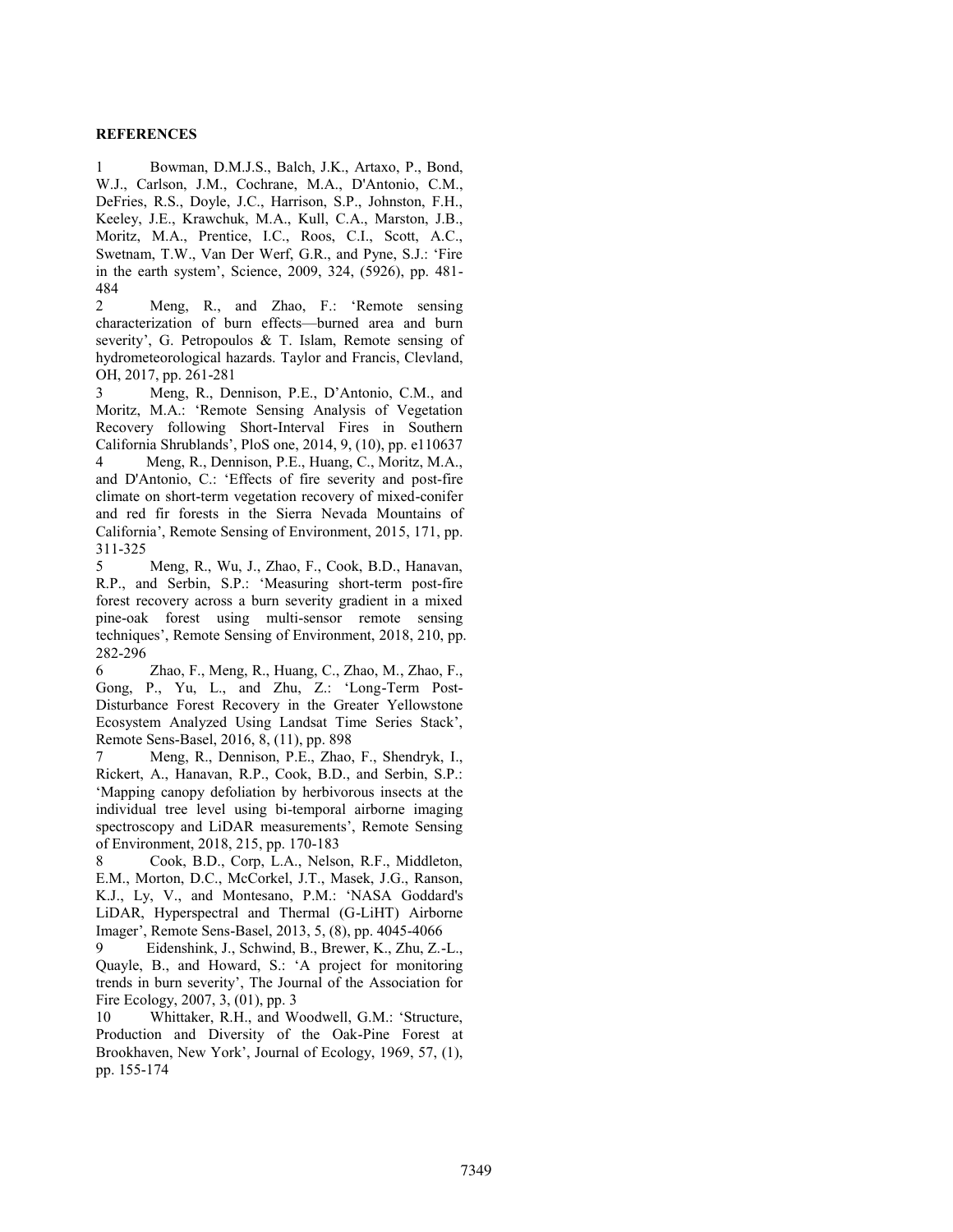**REFERENCES**

1 Bowman, D.M.J.S., Balch, J.K., Artaxo, P., Bond, W.J., Carlson, J.M., Cochrane, M.A., D'Antonio, C.M., DeFries, R.S., Doyle, J.C., Harrison, S.P., Johnston, F.H., Keeley, J.E., Krawchuk, M.A., Kull, C.A., Marston, J.B., Moritz, M.A., Prentice, I.C., Roos, C.I., Scott, A.C., Swetnam, T.W., Van Der Werf, G.R., and Pyne, S.J.: 'Fire in the earth system', Science, 2009, 324, (5926), pp. 481-484

2 Meng, R., and Zhao, F.: 'Remote sensing characterization of burn effects—burned area and burn severity', G. Petropoulos & T. Islam, Remote sensing of hydrometeorological hazards. Taylor and Francis, Clevland, OH, 2017, pp. 261-281

3 Meng, R., Dennison, P.E., D'Antonio, C.M., and Moritz, M.A.: 'Remote Sensing Analysis of Vegetation Recovery following Short-Interval Fires in Southern California Shrublands', PloS one, 2014, 9, (10), pp. e110637

4 Meng, R., Dennison, P.E., Huang, C., Moritz, M.A., and D'Antonio, C.: 'Effects of fire severity and post-fire climate on short-term vegetation recovery of mixed-conifer and red fir forests in the Sierra Nevada Mountains of California', Remote Sensing of Environment, 2015, 171, pp. 311-325

5 Meng, R., Wu, J., Zhao, F., Cook, B.D., Hanavan, R.P., and Serbin, S.P.: 'Measuring short-term post-fire forest recovery across a burn severity gradient in a mixed pine-oak forest using multi-sensor remote sensing techniques', Remote Sensing of Environment, 2018, 210, pp. 282-296

6 Zhao, F., Meng, R., Huang, C., Zhao, M., Zhao, F., Gong, P., Yu, L., and Zhu, Z.: 'Long-Term Post-Disturbance Forest Recovery in the Greater Yellowstone Ecosystem Analyzed Using Landsat Time Series Stack', Remote Sens-Basel, 2016, 8, (11), pp. 898

7 Meng, R., Dennison, P.E., Zhao, F., Shendryk, I., Rickert, A., Hanavan, R.P., Cook, B.D., and Serbin, S.P.: 'Mapping canopy defoliation by herbivorous insects at the individual tree level using bi-temporal airborne imaging spectroscopy and LiDAR measurements', Remote Sensing of Environment, 2018, 215, pp. 170-183

8 Cook, B.D., Corp, L.A., Nelson, R.F., Middleton, E.M., Morton, D.C., McCorkel, J.T., Masek, J.G., Ranson, K.J., Ly, V., and Montesano, P.M.: 'NASA Goddard's LiDAR, Hyperspectral and Thermal (G-LiHT) Airborne Imager', Remote Sens-Basel, 2013, 5, (8), pp. 4045-4066

9 Eidenshink, J., Schwind, B., Brewer, K., Zhu, Z.-L., Quayle, B., and Howard, S.: 'A project for monitoring trends in burn severity', The Journal of the Association for Fire Ecology, 2007, 3, (01), pp. 3

10 Whittaker, R.H., and Woodwell, G.M.: 'Structure, Production and Diversity of the Oak-Pine Forest at Brookhaven, New York', Journal of Ecology, 1969, 57, (1), pp. 155-174